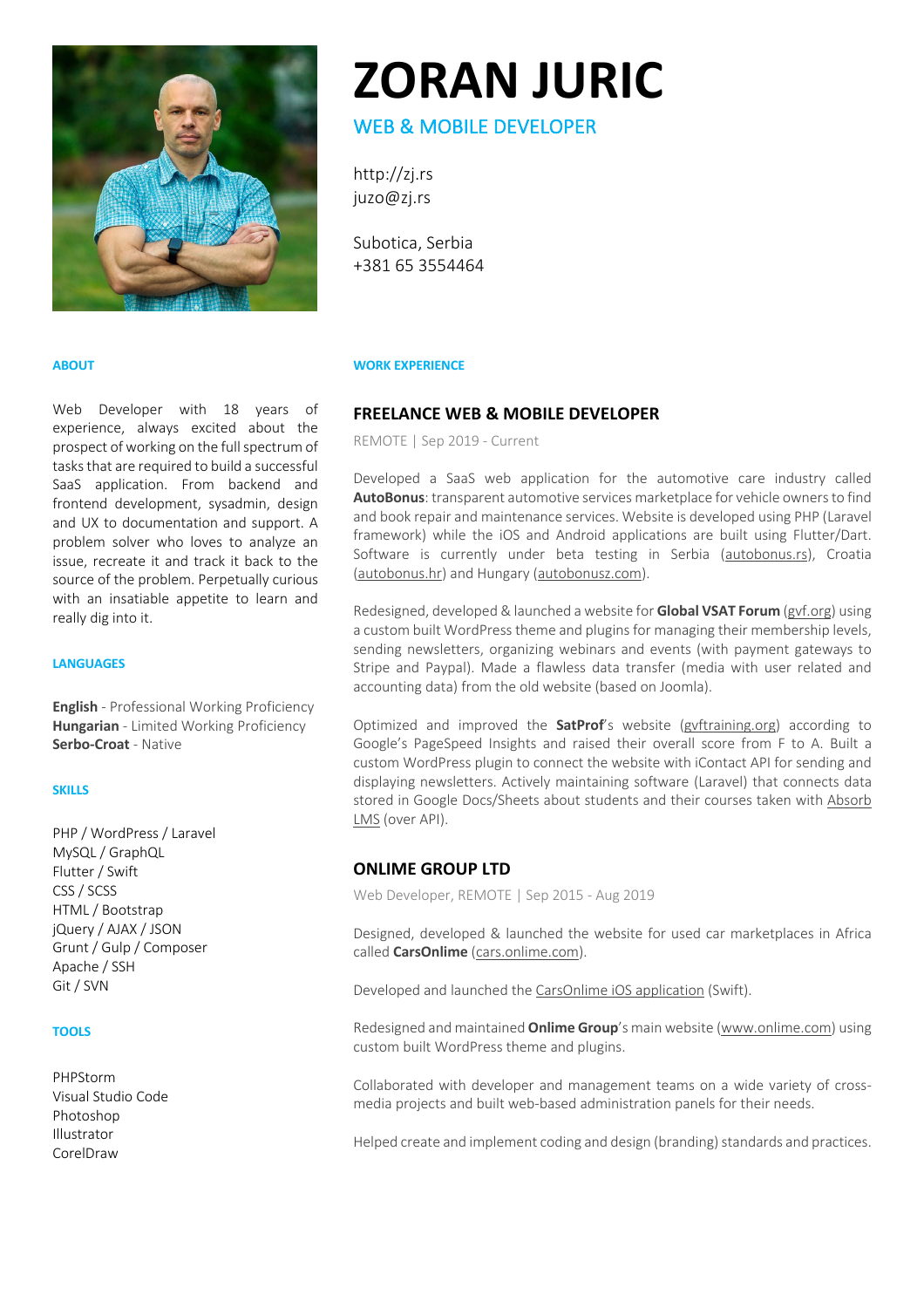# ZORAN JURIC

## WEB & MOBILE DEVELOPER

http://zj.rs
juzo@zj.rs

Subotica, Serbia
+381 65 3554464

### ABOUT

Web Developer with 18 years of experience, always excited about the prospect of working on the full spectrum of tasks that are required to build a successful SaaS application. From backend and frontend development, sysadmin, design and UX to documentation and support. A problem solver who loves to analyze an issue, recreate it and track it back to the source of the problem. Perpetually curious with an insatiable appetite to learn and really dig into it.

### LANGUAGES

**English** - Professional Working Proficiency
**Hungarian** - Limited Working Proficiency
**Serbo-Croat** - Native

### SKILLS

PHP / WordPress / Laravel
MySQL / GraphQL
Flutter / Swift
CSS / SCSS
HTML / Bootstrap
jQuery / AJAX / JSON
Grunt / Gulp / Composer
Apache / SSH
Git / SVN

### TOOLS

PHPStorm
Visual Studio Code
Photoshop
Illustrator
CorelDraw

### WORK EXPERIENCE

#### FREELANCE WEB & MOBILE DEVELOPER

REMOTE | Sep 2019 - Current

Developed a SaaS web application for the automotive care industry called **AutoBonus**: transparent automotive services marketplace for vehicle owners to find and book repair and maintenance services. Website is developed using PHP (Laravel framework) while the iOS and Android applications are built using Flutter/Dart. Software is currently under beta testing in Serbia (autobonus.rs), Croatia (autobonus.hr) and Hungary (autobonusz.com).

Redesigned, developed & launched a website for **Global VSAT Forum** (gvf.org) using a custom built WordPress theme and plugins for managing their membership levels, sending newsletters, organizing webinars and events (with payment gateways to Stripe and Paypal). Made a flawless data transfer (media with user related and accounting data) from the old website (based on Joomla).

Optimized and improved the **SatProf**'s website (gvftraining.org) according to Google's PageSpeed Insights and raised their overall score from F to A. Built a custom WordPress plugin to connect the website with iContact API for sending and displaying newsletters. Actively maintaining software (Laravel) that connects data stored in Google Docs/Sheets about students and their courses taken with Absorb LMS (over API).

#### ONLIME GROUP LTD

Web Developer, REMOTE | Sep 2015 - Aug 2019

Designed, developed & launched the website for used car marketplaces in Africa called **CarsOnlime** (cars.onlime.com).

Developed and launched the CarsOnlime iOS application (Swift).

Redesigned and maintained **Onlime Group**'s main website (www.onlime.com) using custom built WordPress theme and plugins.

Collaborated with developer and management teams on a wide variety of cross-media projects and built web-based administration panels for their needs.

Helped create and implement coding and design (branding) standards and practices.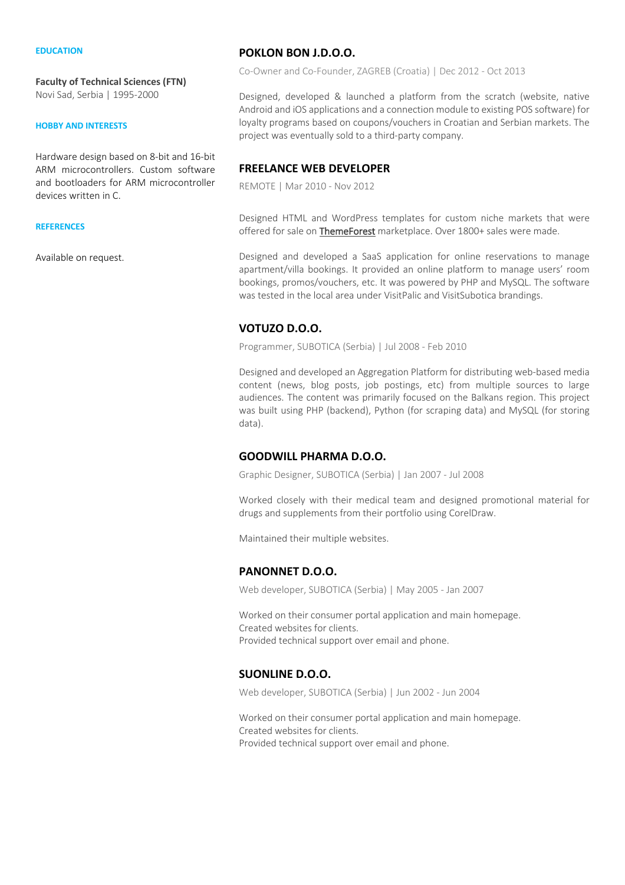## EDUCATION

**Faculty of Technical Sciences (FTN)**
Novi Sad, Serbia | 1995-2000

## HOBBY AND INTERESTS

Hardware design based on 8-bit and 16-bit ARM microcontrollers. Custom software and bootloaders for ARM microcontroller devices written in C.

## REFERENCES

Available on request.

## POKLON BON J.D.O.O.

Co-Owner and Co-Founder, ZAGREB (Croatia) | Dec 2012 - Oct 2013

Designed, developed & launched a platform from the scratch (website, native Android and iOS applications and a connection module to existing POS software) for loyalty programs based on coupons/vouchers in Croatian and Serbian markets. The project was eventually sold to a third-party company.

## FREELANCE WEB DEVELOPER

REMOTE | Mar 2010 - Nov 2012

Designed HTML and WordPress templates for custom niche markets that were offered for sale on ThemeForest marketplace. Over 1800+ sales were made.

Designed and developed a SaaS application for online reservations to manage apartment/villa bookings. It provided an online platform to manage users' room bookings, promos/vouchers, etc. It was powered by PHP and MySQL. The software was tested in the local area under VisitPalic and VisitSubotica brandings.

## VOTUZO D.O.O.

Programmer, SUBOTICA (Serbia) | Jul 2008 - Feb 2010

Designed and developed an Aggregation Platform for distributing web-based media content (news, blog posts, job postings, etc) from multiple sources to large audiences. The content was primarily focused on the Balkans region. This project was built using PHP (backend), Python (for scraping data) and MySQL (for storing data).

## GOODWILL PHARMA D.O.O.

Graphic Designer, SUBOTICA (Serbia) | Jan 2007 - Jul 2008

Worked closely with their medical team and designed promotional material for drugs and supplements from their portfolio using CorelDraw.

Maintained their multiple websites.

## PANONNET D.O.O.

Web developer, SUBOTICA (Serbia) | May 2005 - Jan 2007

Worked on their consumer portal application and main homepage.
Created websites for clients.
Provided technical support over email and phone.

## SUONLINE D.O.O.

Web developer, SUBOTICA (Serbia) | Jun 2002 - Jun 2004

Worked on their consumer portal application and main homepage.
Created websites for clients.
Provided technical support over email and phone.